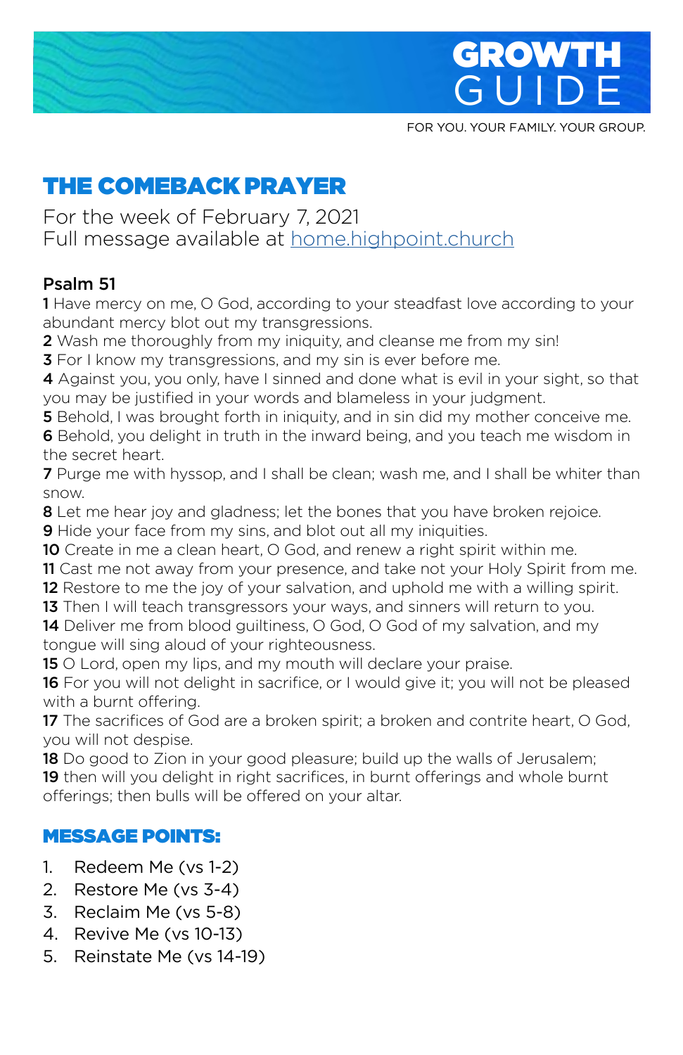# GROWTH GUIDE

FOR YOU. YOUR FAMILY. YOUR GROUP.

## THE COMEBACK PRAYER

For the week of February 7, 2021
Full message available at home.highpoint.church

**Psalm 51**

**1** Have mercy on me, O God, according to your steadfast love according to your abundant mercy blot out my transgressions.
**2** Wash me thoroughly from my iniquity, and cleanse me from my sin!
**3** For I know my transgressions, and my sin is ever before me.
**4** Against you, you only, have I sinned and done what is evil in your sight, so that you may be justified in your words and blameless in your judgment.
**5** Behold, I was brought forth in iniquity, and in sin did my mother conceive me.
**6** Behold, you delight in truth in the inward being, and you teach me wisdom in the secret heart.
**7** Purge me with hyssop, and I shall be clean; wash me, and I shall be whiter than snow.
**8** Let me hear joy and gladness; let the bones that you have broken rejoice.
**9** Hide your face from my sins, and blot out all my iniquities.
**10** Create in me a clean heart, O God, and renew a right spirit within me.
**11** Cast me not away from your presence, and take not your Holy Spirit from me.
**12** Restore to me the joy of your salvation, and uphold me with a willing spirit.
**13** Then I will teach transgressors your ways, and sinners will return to you.
**14** Deliver me from blood guiltiness, O God, O God of my salvation, and my tongue will sing aloud of your righteousness.
**15** O Lord, open my lips, and my mouth will declare your praise.
**16** For you will not delight in sacrifice, or I would give it; you will not be pleased with a burnt offering.
**17** The sacrifices of God are a broken spirit; a broken and contrite heart, O God, you will not despise.
**18** Do good to Zion in your good pleasure; build up the walls of Jerusalem;
**19** then will you delight in right sacrifices, in burnt offerings and whole burnt offerings; then bulls will be offered on your altar.

### MESSAGE POINTS:

1. Redeem Me (vs 1-2)
2. Restore Me (vs 3-4)
3. Reclaim Me (vs 5-8)
4. Revive Me (vs 10-13)
5. Reinstate Me (vs 14-19)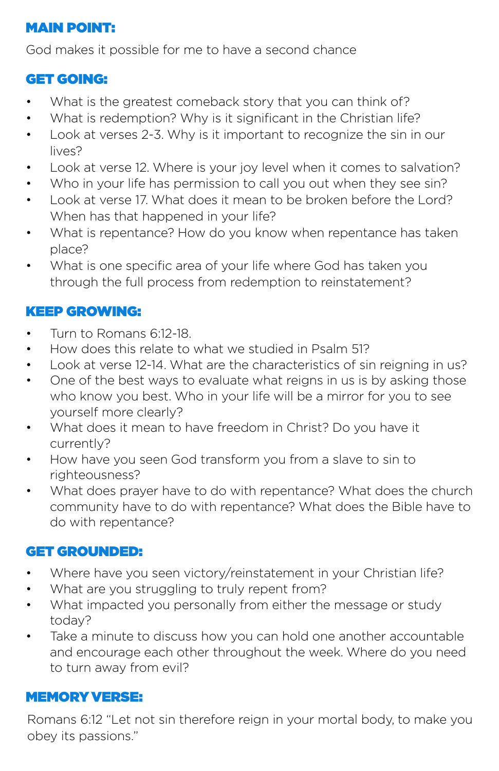## MAIN POINT:

God makes it possible for me to have a second chance

## GET GOING:

- What is the greatest comeback story that you can think of?
- What is redemption? Why is it significant in the Christian life?
- Look at verses 2-3. Why is it important to recognize the sin in our lives?
- Look at verse 12. Where is your joy level when it comes to salvation?
- Who in your life has permission to call you out when they see sin?
- Look at verse 17. What does it mean to be broken before the Lord? When has that happened in your life?
- What is repentance? How do you know when repentance has taken place?
- What is one specific area of your life where God has taken you through the full process from redemption to reinstatement?

## KEEP GROWING:

- Turn to Romans 6:12-18.
- How does this relate to what we studied in Psalm 51?
- Look at verse 12-14. What are the characteristics of sin reigning in us?
- One of the best ways to evaluate what reigns in us is by asking those who know you best. Who in your life will be a mirror for you to see yourself more clearly?
- What does it mean to have freedom in Christ? Do you have it currently?
- How have you seen God transform you from a slave to sin to righteousness?
- What does prayer have to do with repentance? What does the church community have to do with repentance? What does the Bible have to do with repentance?

## GET GROUNDED:

- Where have you seen victory/reinstatement in your Christian life?
- What are you struggling to truly repent from?
- What impacted you personally from either the message or study today?
- Take a minute to discuss how you can hold one another accountable and encourage each other throughout the week. Where do you need to turn away from evil?

## MEMORY VERSE:

Romans 6:12 "Let not sin therefore reign in your mortal body, to make you obey its passions."